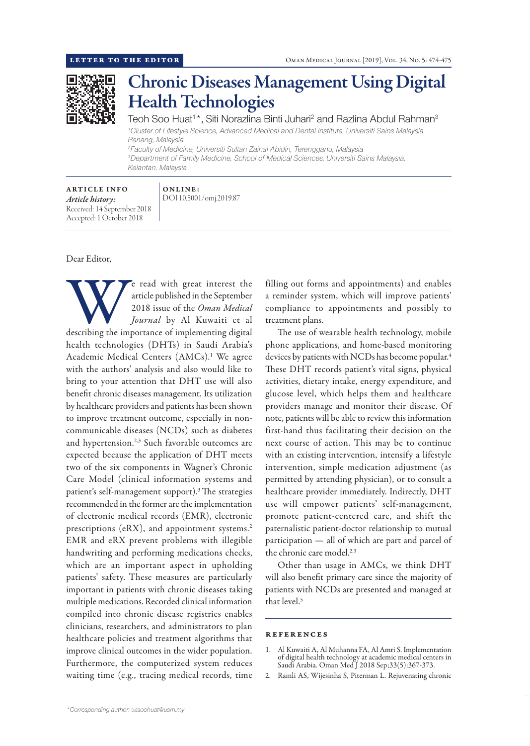LETTER TO THE EDITOR

# Chronic Diseases Management Using Digital Health Technologies

Teoh Soo Huat[1]*, Siti Norazlina Binti Juhari[2] and Razlina Abdul Rahman[3]

[1]Cluster of Lifestyle Science, Advanced Medical and Dental Institute, Universiti Sains Malaysia, Penang, Malaysia

[2]Faculty of Medicine, Universiti Sultan Zainal Abidin, Terengganu, Malaysia

[3]Department of Family Medicine, School of Medical Sciences, Universiti Sains Malaysia, Kelantan, Malaysia

**ARTICLE INFO**

*Article history:*
Received: 14 September 2018
Accepted: 1 October 2018

**ONLINE:**
DOI 10.5001/omj.2019.87

Dear Editor,

We read with great interest the article published in the September 2018 issue of the *Oman Medical Journal* by Al Kuwaiti et al describing the importance of implementing digital health technologies (DHTs) in Saudi Arabia's Academic Medical Centers (AMCs).[1] We agree with the authors' analysis and also would like to bring to your attention that DHT use will also benefit chronic diseases management. Its utilization by healthcare providers and patients has been shown to improve treatment outcome, especially in non-communicable diseases (NCDs) such as diabetes and hypertension.[2,3] Such favorable outcomes are expected because the application of DHT meets two of the six components in Wagner's Chronic Care Model (clinical information systems and patient's self-management support).[3] The strategies recommended in the former are the implementation of electronic medical records (EMR), electronic prescriptions (eRX), and appointment systems.[2] EMR and eRX prevent problems with illegible handwriting and performing medications checks, which are an important aspect in upholding patients' safety. These measures are particularly important in patients with chronic diseases taking multiple medications. Recorded clinical information compiled into chronic disease registries enables clinicians, researchers, and administrators to plan healthcare policies and treatment algorithms that improve clinical outcomes in the wider population. Furthermore, the computerized system reduces waiting time (e.g., tracing medical records, time filling out forms and appointments) and enables a reminder system, which will improve patients' compliance to appointments and possibly to treatment plans.

The use of wearable health technology, mobile phone applications, and home-based monitoring devices by patients with NCDs has become popular.[4] These DHT records patient's vital signs, physical activities, dietary intake, energy expenditure, and glucose level, which helps them and healthcare providers manage and monitor their disease. Of note, patients will be able to review this information first-hand thus facilitating their decision on the next course of action. This may be to continue with an existing intervention, intensify a lifestyle intervention, simple medication adjustment (as permitted by attending physician), or to consult a healthcare provider immediately. Indirectly, DHT use will empower patients' self-management, promote patient-centered care, and shift the paternalistic patient-doctor relationship to mutual participation — all of which are part and parcel of the chronic care model.[2,3]

Other than usage in AMCs, we think DHT will also benefit primary care since the majority of patients with NCDs are presented and managed at that level.[5]

## REFERENCES

1. Al Kuwaiti A, Al Muhanna FA, Al Amri S. Implementation of digital health technology at academic medical centers in Saudi Arabia. Oman Med J 2018 Sep;33(5):367-373.
2. Ramli AS, Wijesinha S, Piterman L. Rejuvenating chronic

*Corresponding author: soohuat@usm.my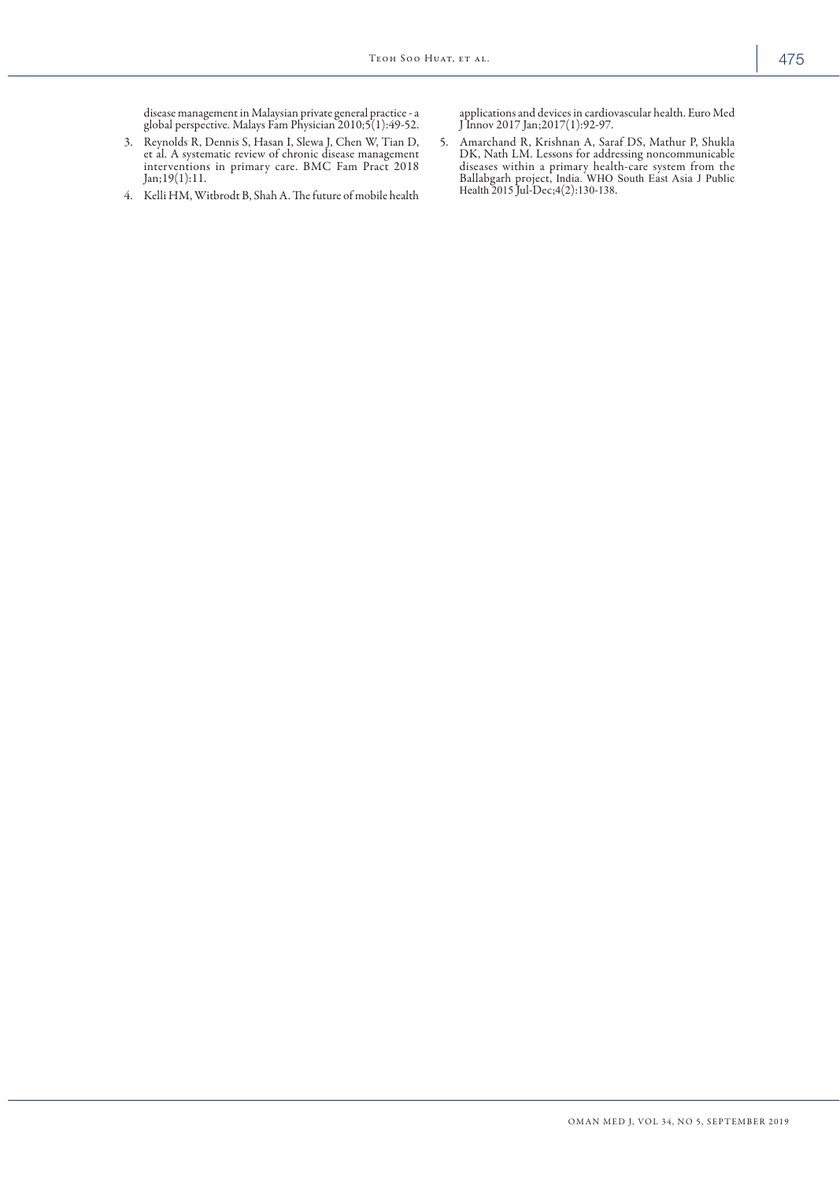disease management in Malaysian private general practice - a global perspective. Malays Fam Physician 2010;5(1):49-52.

3. Reynolds R, Dennis S, Hasan I, Slewa J, Chen W, Tian D, et al. A systematic review of chronic disease management interventions in primary care. BMC Fam Pract 2018 Jan;19(1):11.
4. Kelli HM, Witbrodt B, Shah A. The future of mobile health applications and devices in cardiovascular health. Euro Med J Innov 2017 Jan;2017(1):92-97.
5. Amarchand R, Krishnan A, Saraf DS, Mathur P, Shukla DK, Nath LM. Lessons for addressing noncommunicable diseases within a primary health-care system from the Ballabgarh project, India. WHO South East Asia J Public Health 2015 Jul-Dec;4(2):130-138.